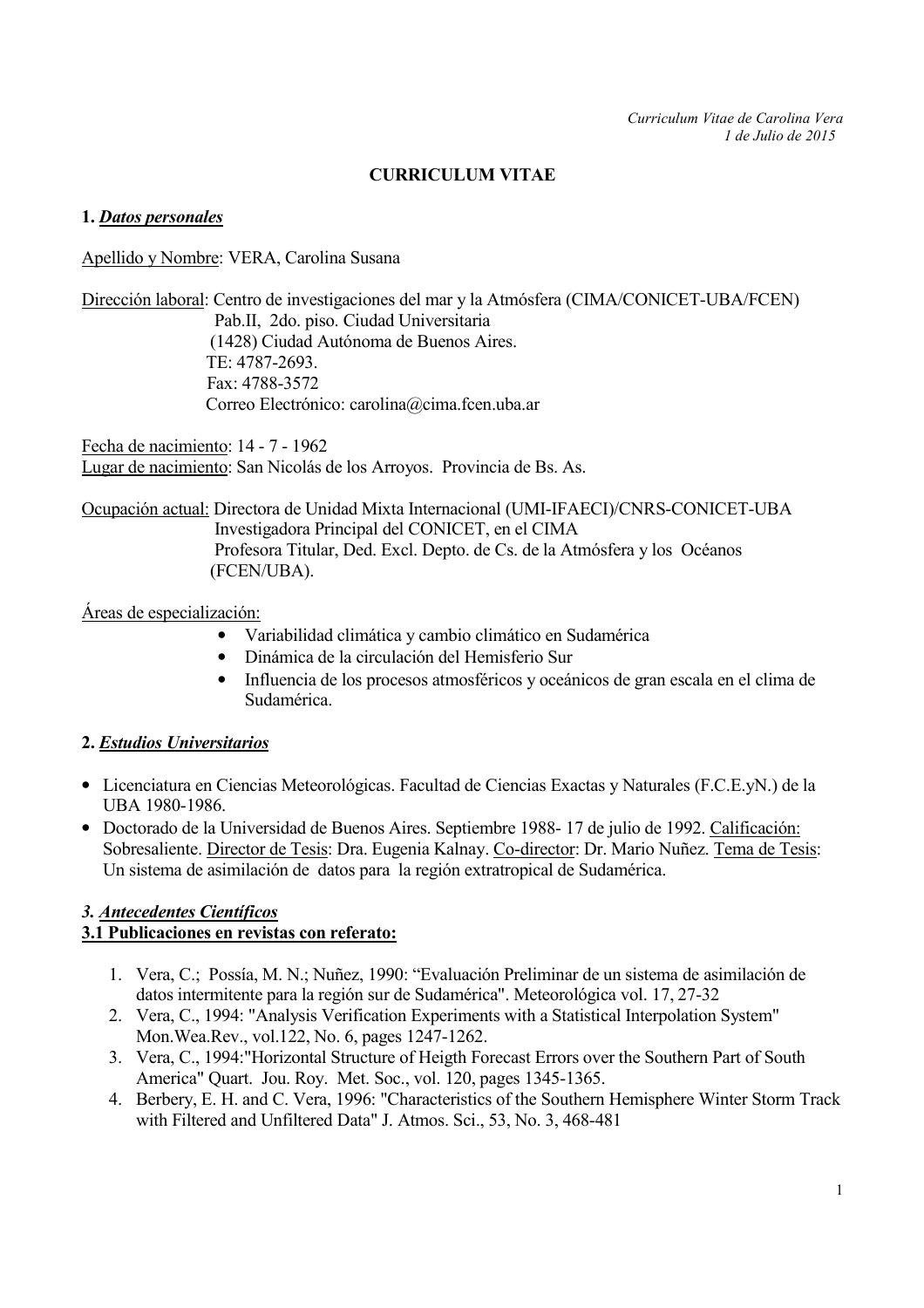CURRICULUM VITAE

**1. *Datos personales***

Apellido y Nombre: VERA, Carolina Susana

Dirección laboral: Centro de investigaciones del mar y la Atmósfera (CIMA/CONICET-UBA/FCEN)
Pab.II, 2do. piso. Ciudad Universitaria
(1428) Ciudad Autónoma de Buenos Aires.
TE: 4787-2693.
Fax: 4788-3572
Correo Electrónico: carolina@cima.fcen.uba.ar

Fecha de nacimiento: 14 - 7 - 1962
Lugar de nacimiento: San Nicolás de los Arroyos. Provincia de Bs. As.

Ocupación actual: Directora de Unidad Mixta Internacional (UMI-IFAECI)/CNRS-CONICET-UBA
Investigadora Principal del CONICET, en el CIMA
Profesora Titular, Ded. Excl. Depto. de Cs. de la Atmósfera y los Océanos (FCEN/UBA).

Áreas de especialización:

- Variabilidad climática y cambio climático en Sudamérica
- Dinámica de la circulación del Hemisferio Sur
- Influencia de los procesos atmosféricos y oceánicos de gran escala en el clima de Sudamérica.

**2. *Estudios Universitarios***

- Licenciatura en Ciencias Meteorológicas. Facultad de Ciencias Exactas y Naturales (F.C.E.yN.) de la UBA 1980-1986.
- Doctorado de la Universidad de Buenos Aires. Septiembre 1988- 17 de julio de 1992. Calificación: Sobresaliente. Director de Tesis: Dra. Eugenia Kalnay. Co-director: Dr. Mario Nuñez. Tema de Tesis: Un sistema de asimilación de datos para la región extratropical de Sudamérica.

***3. Antecedentes Científicos***

**3.1 Publicaciones en revistas con referato:**

1. Vera, C.; Possía, M. N.; Nuñez, 1990: "Evaluación Preliminar de un sistema de asimilación de datos intermitente para la región sur de Sudamérica". Meteorológica vol. 17, 27-32
2. Vera, C., 1994: "Analysis Verification Experiments with a Statistical Interpolation System" Mon.Wea.Rev., vol.122, No. 6, pages 1247-1262.
3. Vera, C., 1994:"Horizontal Structure of Heigth Forecast Errors over the Southern Part of South America" Quart. Jou. Roy. Met. Soc., vol. 120, pages 1345-1365.
4. Berbery, E. H. and C. Vera, 1996: "Characteristics of the Southern Hemisphere Winter Storm Track with Filtered and Unfiltered Data" J. Atmos. Sci., 53, No. 3, 468-481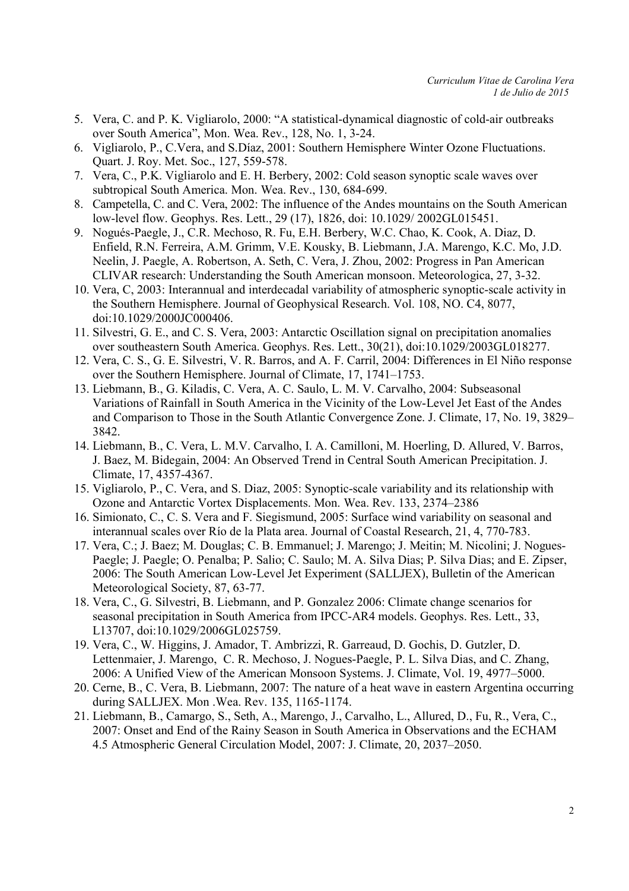5. Vera, C. and P. K. Vigliarolo, 2000: "A statistical-dynamical diagnostic of cold-air outbreaks over South America", Mon. Wea. Rev., 128, No. 1, 3-24.
6. Vigliarolo, P., C.Vera, and S.Díaz, 2001: Southern Hemisphere Winter Ozone Fluctuations. Quart. J. Roy. Met. Soc., 127, 559-578.
7. Vera, C., P.K. Vigliarolo and E. H. Berbery, 2002: Cold season synoptic scale waves over subtropical South America. Mon. Wea. Rev., 130, 684-699.
8. Campetella, C. and C. Vera, 2002: The influence of the Andes mountains on the South American low-level flow. Geophys. Res. Lett., 29 (17), 1826, doi: 10.1029/ 2002GL015451.
9. Nogués-Paegle, J., C.R. Mechoso, R. Fu, E.H. Berbery, W.C. Chao, K. Cook, A. Diaz, D. Enfield, R.N. Ferreira, A.M. Grimm, V.E. Kousky, B. Liebmann, J.A. Marengo, K.C. Mo, J.D. Neelin, J. Paegle, A. Robertson, A. Seth, C. Vera, J. Zhou, 2002: Progress in Pan American CLIVAR research: Understanding the South American monsoon. Meteorologica, 27, 3-32.
10. Vera, C, 2003: Interannual and interdecadal variability of atmospheric synoptic-scale activity in the Southern Hemisphere. Journal of Geophysical Research. Vol. 108, NO. C4, 8077, doi:10.1029/2000JC000406.
11. Silvestri, G. E., and C. S. Vera, 2003: Antarctic Oscillation signal on precipitation anomalies over southeastern South America. Geophys. Res. Lett., 30(21), doi:10.1029/2003GL018277.
12. Vera, C. S., G. E. Silvestri, V. R. Barros, and A. F. Carril, 2004: Differences in El Niño response over the Southern Hemisphere. Journal of Climate, 17, 1741–1753.
13. Liebmann, B., G. Kiladis, C. Vera, A. C. Saulo, L. M. V. Carvalho, 2004: Subseasonal Variations of Rainfall in South America in the Vicinity of the Low-Level Jet East of the Andes and Comparison to Those in the South Atlantic Convergence Zone. J. Climate, 17, No. 19, 3829–3842.
14. Liebmann, B., C. Vera, L. M.V. Carvalho, I. A. Camilloni, M. Hoerling, D. Allured, V. Barros, J. Baez, M. Bidegain, 2004: An Observed Trend in Central South American Precipitation. J. Climate, 17, 4357-4367.
15. Vigliarolo, P., C. Vera, and S. Diaz, 2005: Synoptic-scale variability and its relationship with Ozone and Antarctic Vortex Displacements. Mon. Wea. Rev. 133, 2374–2386
16. Simionato, C., C. S. Vera and F. Siegismund, 2005: Surface wind variability on seasonal and interannual scales over Río de la Plata area. Journal of Coastal Research, 21, 4, 770-783.
17. Vera, C.; J. Baez; M. Douglas; C. B. Emmanuel; J. Marengo; J. Meitin; M. Nicolini; J. Nogues-Paegle; J. Paegle; O. Penalba; P. Salio; C. Saulo; M. A. Silva Dias; P. Silva Dias; and E. Zipser, 2006: The South American Low-Level Jet Experiment (SALLJEX), Bulletin of the American Meteorological Society, 87, 63-77.
18. Vera, C., G. Silvestri, B. Liebmann, and P. Gonzalez 2006: Climate change scenarios for seasonal precipitation in South America from IPCC-AR4 models. Geophys. Res. Lett., 33, L13707, doi:10.1029/2006GL025759.
19. Vera, C., W. Higgins, J. Amador, T. Ambrizzi, R. Garreaud, D. Gochis, D. Gutzler, D. Lettenmaier, J. Marengo, C. R. Mechoso, J. Nogues-Paegle, P. L. Silva Dias, and C. Zhang, 2006: A Unified View of the American Monsoon Systems. J. Climate, Vol. 19, 4977–5000.
20. Cerne, B., C. Vera, B. Liebmann, 2007: The nature of a heat wave in eastern Argentina occurring during SALLJEX. Mon .Wea. Rev. 135, 1165-1174.
21. Liebmann, B., Camargo, S., Seth, A., Marengo, J., Carvalho, L., Allured, D., Fu, R., Vera, C., 2007: Onset and End of the Rainy Season in South America in Observations and the ECHAM 4.5 Atmospheric General Circulation Model, 2007: J. Climate, 20, 2037–2050.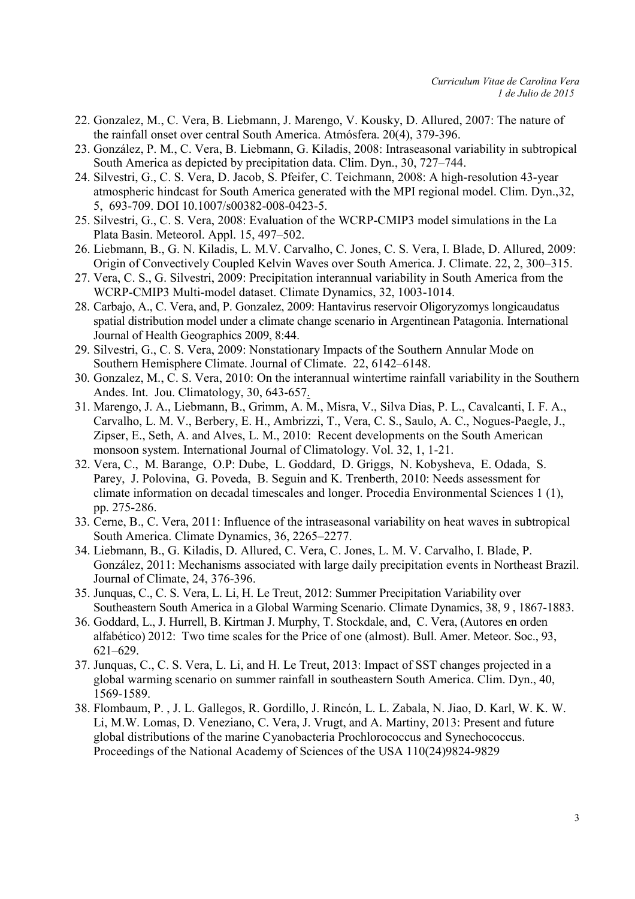22. Gonzalez, M., C. Vera, B. Liebmann, J. Marengo, V. Kousky, D. Allured, 2007: The nature of the rainfall onset over central South America. Atmósfera. 20(4), 379-396.
23. González, P. M., C. Vera, B. Liebmann, G. Kiladis, 2008: Intraseasonal variability in subtropical South America as depicted by precipitation data. Clim. Dyn., 30, 727–744.
24. Silvestri, G., C. S. Vera, D. Jacob, S. Pfeifer, C. Teichmann, 2008: A high-resolution 43-year atmospheric hindcast for South America generated with the MPI regional model. Clim. Dyn.,32, 5, 693-709. DOI 10.1007/s00382-008-0423-5.
25. Silvestri, G., C. S. Vera, 2008: Evaluation of the WCRP-CMIP3 model simulations in the La Plata Basin. Meteorol. Appl. 15, 497–502.
26. Liebmann, B., G. N. Kiladis, L. M.V. Carvalho, C. Jones, C. S. Vera, I. Blade, D. Allured, 2009: Origin of Convectively Coupled Kelvin Waves over South America. J. Climate. 22, 2, 300–315.
27. Vera, C. S., G. Silvestri, 2009: Precipitation interannual variability in South America from the WCRP-CMIP3 Multi-model dataset. Climate Dynamics, 32, 1003-1014.
28. Carbajo, A., C. Vera, and, P. Gonzalez, 2009: Hantavirus reservoir Oligoryzomys longicaudatus spatial distribution model under a climate change scenario in Argentinean Patagonia. International Journal of Health Geographics 2009, 8:44.
29. Silvestri, G., C. S. Vera, 2009: Nonstationary Impacts of the Southern Annular Mode on Southern Hemisphere Climate. Journal of Climate. 22, 6142–6148.
30. Gonzalez, M., C. S. Vera, 2010: On the interannual wintertime rainfall variability in the Southern Andes. Int. Jou. Climatology, 30, 643-657.
31. Marengo, J. A., Liebmann, B., Grimm, A. M., Misra, V., Silva Dias, P. L., Cavalcanti, I. F. A., Carvalho, L. M. V., Berbery, E. H., Ambrizzi, T., Vera, C. S., Saulo, A. C., Nogues-Paegle, J., Zipser, E., Seth, A. and Alves, L. M., 2010: Recent developments on the South American monsoon system. International Journal of Climatology. Vol. 32, 1, 1-21.
32. Vera, C., M. Barange, O.P: Dube, L. Goddard, D. Griggs, N. Kobysheva, E. Odada, S. Parey, J. Polovina, G. Poveda, B. Seguin and K. Trenberth, 2010: Needs assessment for climate information on decadal timescales and longer. Procedia Environmental Sciences 1 (1), pp. 275-286.
33. Cerne, B., C. Vera, 2011: Influence of the intraseasonal variability on heat waves in subtropical South America. Climate Dynamics, 36, 2265–2277.
34. Liebmann, B., G. Kiladis, D. Allured, C. Vera, C. Jones, L. M. V. Carvalho, I. Blade, P. González, 2011: Mechanisms associated with large daily precipitation events in Northeast Brazil. Journal of Climate, 24, 376-396.
35. Junquas, C., C. S. Vera, L. Li, H. Le Treut, 2012: Summer Precipitation Variability over Southeastern South America in a Global Warming Scenario. Climate Dynamics, 38, 9 , 1867-1883.
36. Goddard, L., J. Hurrell, B. Kirtman J. Murphy, T. Stockdale, and, C. Vera, (Autores en orden alfabético) 2012: Two time scales for the Price of one (almost). Bull. Amer. Meteor. Soc., 93, 621–629.
37. Junquas, C., C. S. Vera, L. Li, and H. Le Treut, 2013: Impact of SST changes projected in a global warming scenario on summer rainfall in southeastern South America. Clim. Dyn., 40, 1569-1589.
38. Flombaum, P. , J. L. Gallegos, R. Gordillo, J. Rincón, L. L. Zabala, N. Jiao, D. Karl, W. K. W. Li, M.W. Lomas, D. Veneziano, C. Vera, J. Vrugt, and A. Martiny, 2013: Present and future global distributions of the marine Cyanobacteria Prochlorococcus and Synechococcus. Proceedings of the National Academy of Sciences of the USA 110(24)9824-9829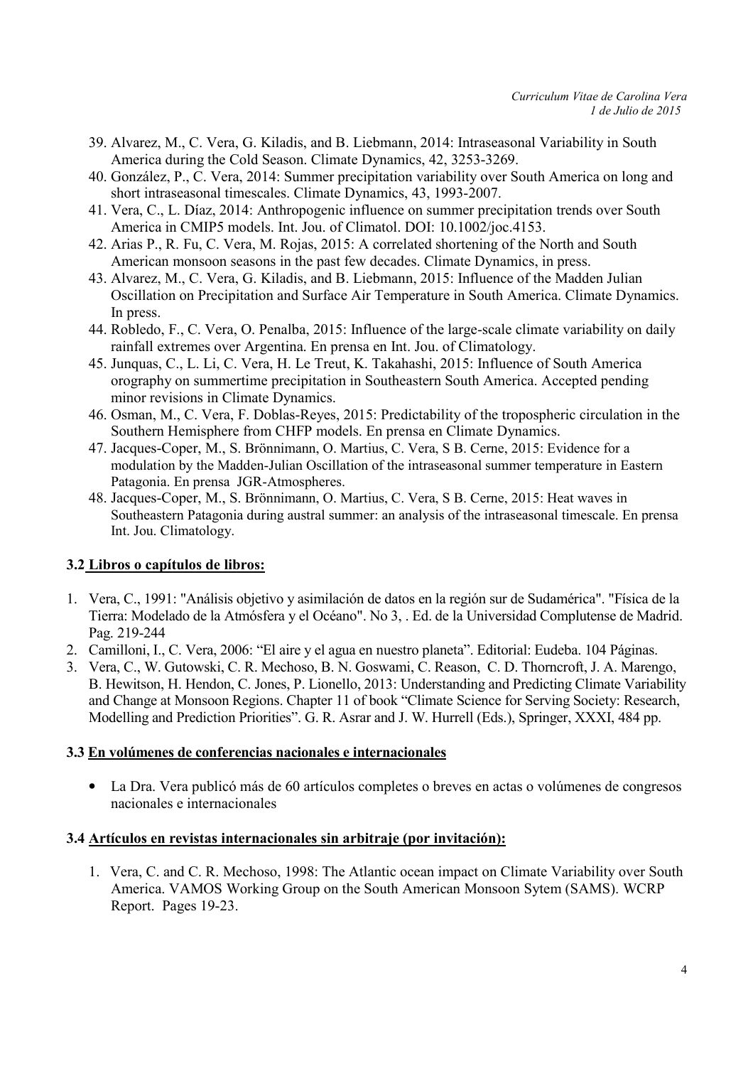39. Alvarez, M., C. Vera, G. Kiladis, and B. Liebmann, 2014: Intraseasonal Variability in South America during the Cold Season. Climate Dynamics, 42, 3253-3269.
40. González, P., C. Vera, 2014: Summer precipitation variability over South America on long and short intraseasonal timescales. Climate Dynamics, 43, 1993-2007.
41. Vera, C., L. Díaz, 2014: Anthropogenic influence on summer precipitation trends over South America in CMIP5 models. Int. Jou. of Climatol. DOI: 10.1002/joc.4153.
42. Arias P., R. Fu, C. Vera, M. Rojas, 2015: A correlated shortening of the North and South American monsoon seasons in the past few decades. Climate Dynamics, in press.
43. Alvarez, M., C. Vera, G. Kiladis, and B. Liebmann, 2015: Influence of the Madden Julian Oscillation on Precipitation and Surface Air Temperature in South America. Climate Dynamics. In press.
44. Robledo, F., C. Vera, O. Penalba, 2015: Influence of the large-scale climate variability on daily rainfall extremes over Argentina. En prensa en Int. Jou. of Climatology.
45. Junquas, C., L. Li, C. Vera, H. Le Treut, K. Takahashi, 2015: Influence of South America orography on summertime precipitation in Southeastern South America. Accepted pending minor revisions in Climate Dynamics.
46. Osman, M., C. Vera, F. Doblas-Reyes, 2015: Predictability of the tropospheric circulation in the Southern Hemisphere from CHFP models. En prensa en Climate Dynamics.
47. Jacques-Coper, M., S. Brönnimann, O. Martius, C. Vera, S B. Cerne, 2015: Evidence for a modulation by the Madden-Julian Oscillation of the intraseasonal summer temperature in Eastern Patagonia. En prensa JGR-Atmospheres.
48. Jacques-Coper, M., S. Brönnimann, O. Martius, C. Vera, S B. Cerne, 2015: Heat waves in Southeastern Patagonia during austral summer: an analysis of the intraseasonal timescale. En prensa Int. Jou. Climatology.

### 3.2 Libros o capítulos de libros:

1. Vera, C., 1991: "Análisis objetivo y asimilación de datos en la región sur de Sudamérica". "Física de la Tierra: Modelado de la Atmósfera y el Océano". No 3, . Ed. de la Universidad Complutense de Madrid. Pag. 219-244
2. Camilloni, I., C. Vera, 2006: "El aire y el agua en nuestro planeta". Editorial: Eudeba. 104 Páginas.
3. Vera, C., W. Gutowski, C. R. Mechoso, B. N. Goswami, C. Reason, C. D. Thorncroft, J. A. Marengo, B. Hewitson, H. Hendon, C. Jones, P. Lionello, 2013: Understanding and Predicting Climate Variability and Change at Monsoon Regions. Chapter 11 of book "Climate Science for Serving Society: Research, Modelling and Prediction Priorities". G. R. Asrar and J. W. Hurrell (Eds.), Springer, XXXI, 484 pp.

### 3.3 En volúmenes de conferencias nacionales e internacionales

- La Dra. Vera publicó más de 60 artículos completes o breves en actas o volúmenes de congresos nacionales e internacionales

### 3.4 Artículos en revistas internacionales sin arbitraje (por invitación):

1. Vera, C. and C. R. Mechoso, 1998: The Atlantic ocean impact on Climate Variability over South America. VAMOS Working Group on the South American Monsoon Sytem (SAMS). WCRP Report. Pages 19-23.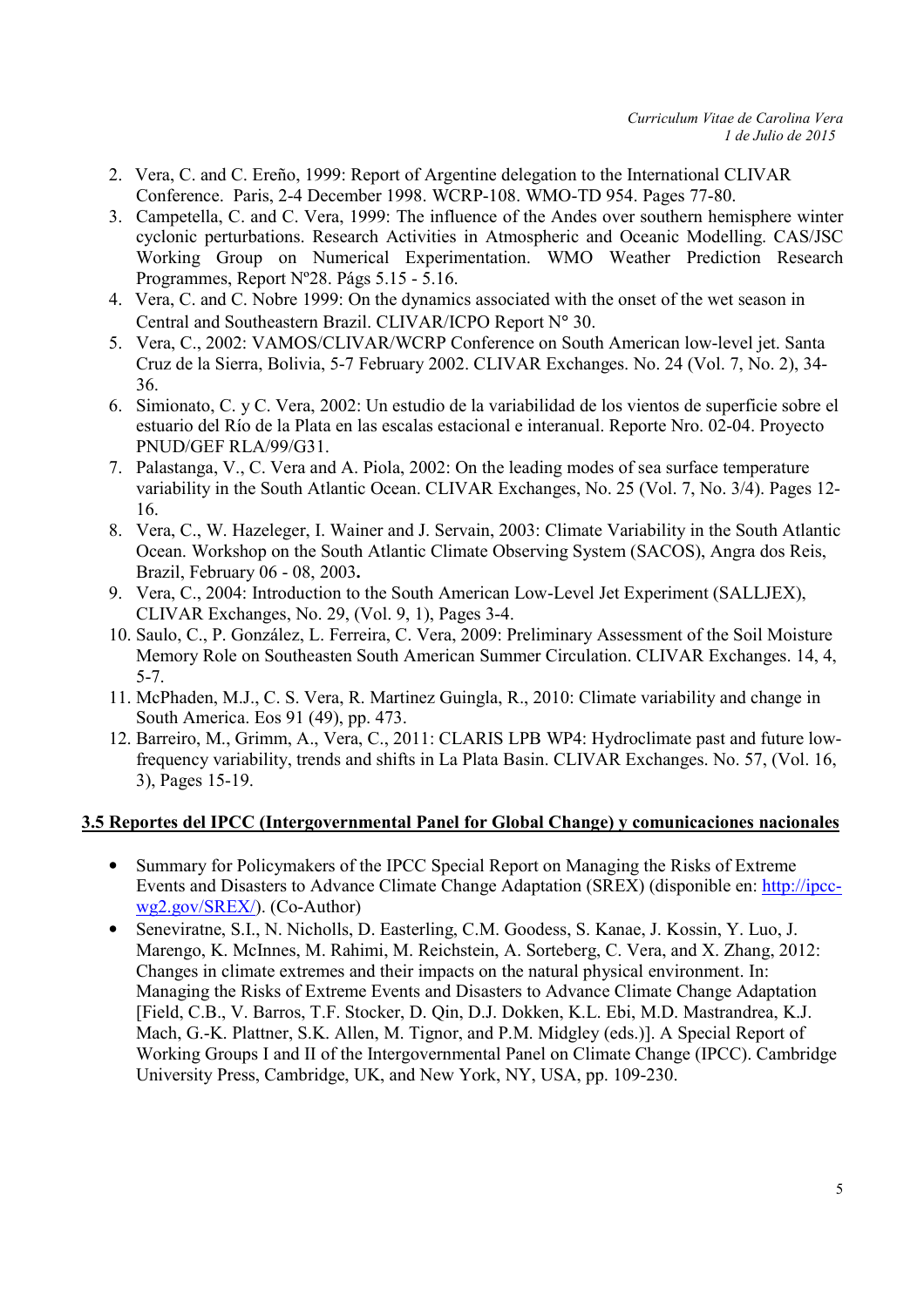2. Vera, C. and C. Ereño, 1999: Report of Argentine delegation to the International CLIVAR Conference. Paris, 2-4 December 1998. WCRP-108. WMO-TD 954. Pages 77-80.
3. Campetella, C. and C. Vera, 1999: The influence of the Andes over southern hemisphere winter cyclonic perturbations. Research Activities in Atmospheric and Oceanic Modelling. CAS/JSC Working Group on Numerical Experimentation. WMO Weather Prediction Research Programmes, Report Nº28. Págs 5.15 - 5.16.
4. Vera, C. and C. Nobre 1999: On the dynamics associated with the onset of the wet season in Central and Southeastern Brazil. CLIVAR/ICPO Report N° 30.
5. Vera, C., 2002: VAMOS/CLIVAR/WCRP Conference on South American low-level jet. Santa Cruz de la Sierra, Bolivia, 5-7 February 2002. CLIVAR Exchanges. No. 24 (Vol. 7, No. 2), 34-36.
6. Simionato, C. y C. Vera, 2002: Un estudio de la variabilidad de los vientos de superficie sobre el estuario del Río de la Plata en las escalas estacional e interanual. Reporte Nro. 02-04. Proyecto PNUD/GEF RLA/99/G31.
7. Palastanga, V., C. Vera and A. Piola, 2002: On the leading modes of sea surface temperature variability in the South Atlantic Ocean. CLIVAR Exchanges, No. 25 (Vol. 7, No. 3/4). Pages 12-16.
8. Vera, C., W. Hazeleger, I. Wainer and J. Servain, 2003: Climate Variability in the South Atlantic Ocean. Workshop on the South Atlantic Climate Observing System (SACOS), Angra dos Reis, Brazil, February 06 - 08, 2003**.**
9. Vera, C., 2004: Introduction to the South American Low-Level Jet Experiment (SALLJEX), CLIVAR Exchanges, No. 29, (Vol. 9, 1), Pages 3-4.
10. Saulo, C., P. González, L. Ferreira, C. Vera, 2009: Preliminary Assessment of the Soil Moisture Memory Role on Southeasten South American Summer Circulation. CLIVAR Exchanges. 14, 4, 5-7.
11. McPhaden, M.J., C. S. Vera, R. Martinez Guingla, R., 2010: Climate variability and change in South America. Eos 91 (49), pp. 473.
12. Barreiro, M., Grimm, A., Vera, C., 2011: CLARIS LPB WP4: Hydroclimate past and future low-frequency variability, trends and shifts in La Plata Basin. CLIVAR Exchanges. No. 57, (Vol. 16, 3), Pages 15-19.

## 3.5 Reportes del IPCC (Intergovernmental Panel for Global Change) y comunicaciones nacionales

- Summary for Policymakers of the IPCC Special Report on Managing the Risks of Extreme Events and Disasters to Advance Climate Change Adaptation (SREX) (disponible en: [http://ipcc-wg2.gov/SREX/](http://ipcc-wg2.gov/SREX/)). (Co-Author)
- Seneviratne, S.I., N. Nicholls, D. Easterling, C.M. Goodess, S. Kanae, J. Kossin, Y. Luo, J. Marengo, K. McInnes, M. Rahimi, M. Reichstein, A. Sorteberg, C. Vera, and X. Zhang, 2012: Changes in climate extremes and their impacts on the natural physical environment. In: Managing the Risks of Extreme Events and Disasters to Advance Climate Change Adaptation [Field, C.B., V. Barros, T.F. Stocker, D. Qin, D.J. Dokken, K.L. Ebi, M.D. Mastrandrea, K.J. Mach, G.-K. Plattner, S.K. Allen, M. Tignor, and P.M. Midgley (eds.)]. A Special Report of Working Groups I and II of the Intergovernmental Panel on Climate Change (IPCC). Cambridge University Press, Cambridge, UK, and New York, NY, USA, pp. 109-230.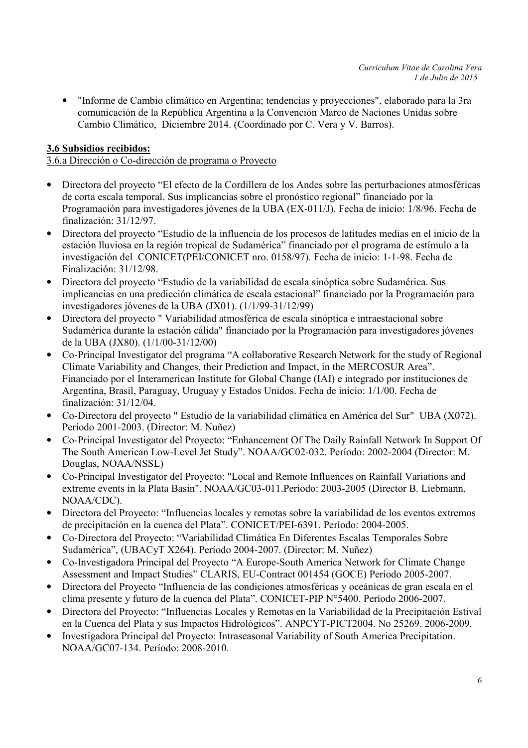- "Informe de Cambio climático en Argentina; tendencias y proyecciones", elaborado para la 3ra comunicación de la República Argentina a la Convención Marco de Naciones Unidas sobre Cambio Climático, Diciembre 2014. (Coordinado por C. Vera y V. Barros).

**3.6 Subsidios recibidos:**

3.6.a Dirección o Co-dirección de programa o Proyecto

- Directora del proyecto "El efecto de la Cordillera de los Andes sobre las perturbaciones atmosféricas de corta escala temporal. Sus implicancias sobre el pronóstico regional" financiado por la Programación para investigadores jóvenes de la UBA (EX-011/J). Fecha de inicio: 1/8/96. Fecha de finalización: 31/12/97.
- Directora del proyecto "Estudio de la influencia de los procesos de latitudes medias en el inicio de la estación lluviosa en la región tropical de Sudamérica" financiado por el programa de estímulo a la investigación del CONICET(PEI/CONICET nro. 0158/97). Fecha de inicio: 1-1-98. Fecha de Finalización: 31/12/98.
- Directora del proyecto "Estudio de la variabilidad de escala sinóptica sobre Sudamérica. Sus implicancias en una predicción climática de escala estacional" financiado por la Programación para investigadores jóvenes de la UBA (JX01). (1/1/99-31/12/99)
- Directora del proyecto " Variabilidad atmosférica de escala sinóptica e intraestacional sobre Sudamérica durante la estación cálida" financiado por la Programación para investigadores jóvenes de la UBA (JX80). (1/1/00-31/12/00)
- Co-Principal Investigator del programa "A collaborative Research Network for the study of Regional Climate Variability and Changes, their Prediction and Impact, in the MERCOSUR Area". Financiado por el Interamerican Institute for Global Change (IAI) e integrado por instituciones de Argentina, Brasil, Paraguay, Uruguay y Estados Unidos. Fecha de inicio: 1/1/00. Fecha de finalización: 31/12/04.
- Co-Directora del proyecto " Estudio de la variabilidad climática en América del Sur" UBA (X072). Período 2001-2003. (Director: M. Nuñez)
- Co-Principal Investigator del Proyecto: "Enhancement Of The Daily Rainfall Network In Support Of The South American Low-Level Jet Study". NOAA/GC02-032. Período: 2002-2004 (Director: M. Douglas, NOAA/NSSL)
- Co-Principal Investigator del Proyecto: "Local and Remote Influences on Rainfall Variations and extreme events in la Plata Basin". NOAA/GC03-011.Período: 2003-2005 (Director B. Liebmann, NOAA/CDC).
- Directora del Proyecto: "Influencias locales y remotas sobre la variabilidad de los eventos extremos de precipitación en la cuenca del Plata". CONICET/PEI-6391. Período: 2004-2005.
- Co-Directora del Proyecto: "Variabilidad Climática En Diferentes Escalas Temporales Sobre Sudamérica", (UBACyT X264). Período 2004-2007. (Director: M. Nuñez)
- Co-Investigadora Principal del Proyecto "A Europe-South America Network for Climate Change Assessment and Impact Studies" CLARIS, EU-Contract 001454 (GOCE) Período 2005-2007.
- Directora del Proyecto "Influencia de las condiciones atmosféricas y oceánicas de gran escala en el clima presente y futuro de la cuenca del Plata". CONICET-PIP N°5400. Período 2006-2007.
- Directora del Proyecto: "Influencias Locales y Remotas en la Variabilidad de la Precipitación Estival en la Cuenca del Plata y sus Impactos Hidrológicos". ANPCYT-PICT2004. No 25269. 2006-2009.
- Investigadora Principal del Proyecto: Intraseasonal Variability of South America Precipitation. NOAA/GC07-134. Período: 2008-2010.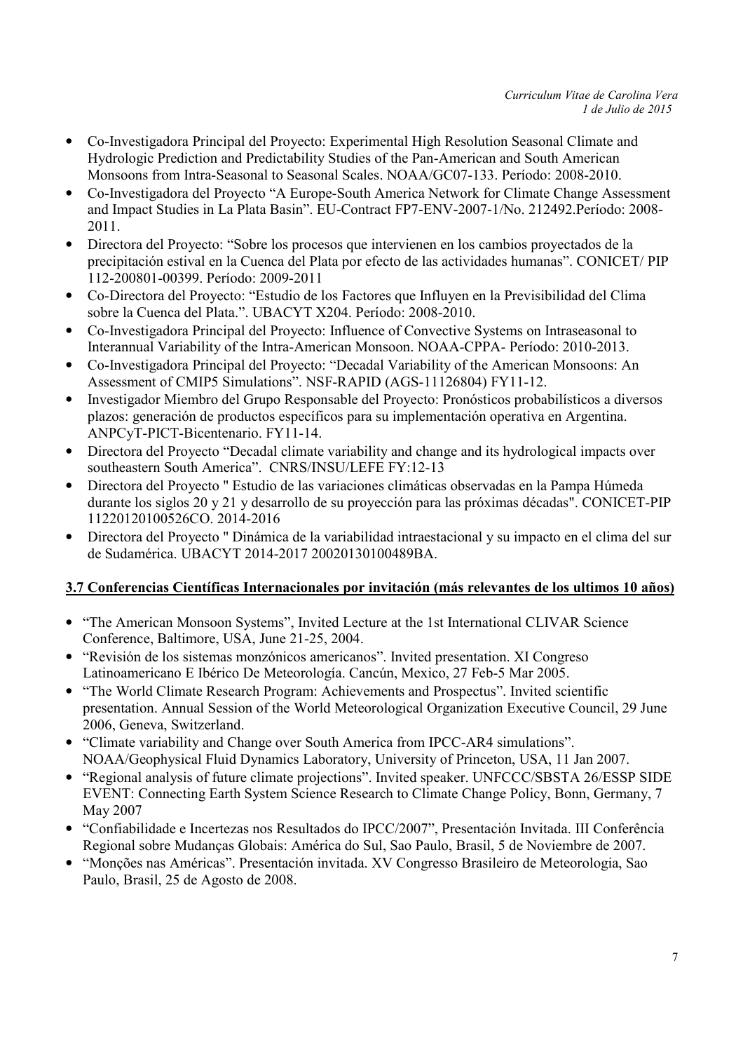- Co-Investigadora Principal del Proyecto: Experimental High Resolution Seasonal Climate and Hydrologic Prediction and Predictability Studies of the Pan-American and South American Monsoons from Intra-Seasonal to Seasonal Scales. NOAA/GC07-133. Período: 2008-2010.
- Co-Investigadora del Proyecto "A Europe-South America Network for Climate Change Assessment and Impact Studies in La Plata Basin". EU-Contract FP7-ENV-2007-1/No. 212492.Período: 2008-2011.
- Directora del Proyecto: "Sobre los procesos que intervienen en los cambios proyectados de la precipitación estival en la Cuenca del Plata por efecto de las actividades humanas". CONICET/ PIP 112-200801-00399. Período: 2009-2011
- Co-Directora del Proyecto: "Estudio de los Factores que Influyen en la Previsibilidad del Clima sobre la Cuenca del Plata.". UBACYT X204. Período: 2008-2010.
- Co-Investigadora Principal del Proyecto: Influence of Convective Systems on Intraseasonal to Interannual Variability of the Intra-American Monsoon. NOAA-CPPA- Período: 2010-2013.
- Co-Investigadora Principal del Proyecto: "Decadal Variability of the American Monsoons: An Assessment of CMIP5 Simulations". NSF-RAPID (AGS-11126804) FY11-12.
- Investigador Miembro del Grupo Responsable del Proyecto: Pronósticos probabilísticos a diversos plazos: generación de productos específicos para su implementación operativa en Argentina. ANPCyT-PICT-Bicentenario. FY11-14.
- Directora del Proyecto "Decadal climate variability and change and its hydrological impacts over southeastern South America". CNRS/INSU/LEFE FY:12-13
- Directora del Proyecto " Estudio de las variaciones climáticas observadas en la Pampa Húmeda durante los siglos 20 y 21 y desarrollo de su proyección para las próximas décadas". CONICET-PIP 11220120100526CO. 2014-2016
- Directora del Proyecto " Dinámica de la variabilidad intraestacional y su impacto en el clima del sur de Sudamérica. UBACYT 2014-2017 20020130100489BA.

### 3.7 Conferencias Científicas Internacionales por invitación (más relevantes de los ultimos 10 años)

- "The American Monsoon Systems", Invited Lecture at the 1st International CLIVAR Science Conference, Baltimore, USA, June 21-25, 2004.
- "Revisión de los sistemas monzónicos americanos". Invited presentation. XI Congreso Latinoamericano E Ibérico De Meteorología. Cancún, Mexico, 27 Feb-5 Mar 2005.
- "The World Climate Research Program: Achievements and Prospectus". Invited scientific presentation. Annual Session of the World Meteorological Organization Executive Council, 29 June 2006, Geneva, Switzerland.
- "Climate variability and Change over South America from IPCC-AR4 simulations". NOAA/Geophysical Fluid Dynamics Laboratory, University of Princeton, USA, 11 Jan 2007.
- "Regional analysis of future climate projections". Invited speaker. UNFCCC/SBSTA 26/ESSP SIDE EVENT: Connecting Earth System Science Research to Climate Change Policy, Bonn, Germany, 7 May 2007
- "Confiabilidade e Incertezas nos Resultados do IPCC/2007", Presentación Invitada. III Conferência Regional sobre Mudanças Globais: América do Sul, Sao Paulo, Brasil, 5 de Noviembre de 2007.
- "Monções nas Américas". Presentación invitada. XV Congresso Brasileiro de Meteorologia, Sao Paulo, Brasil, 25 de Agosto de 2008.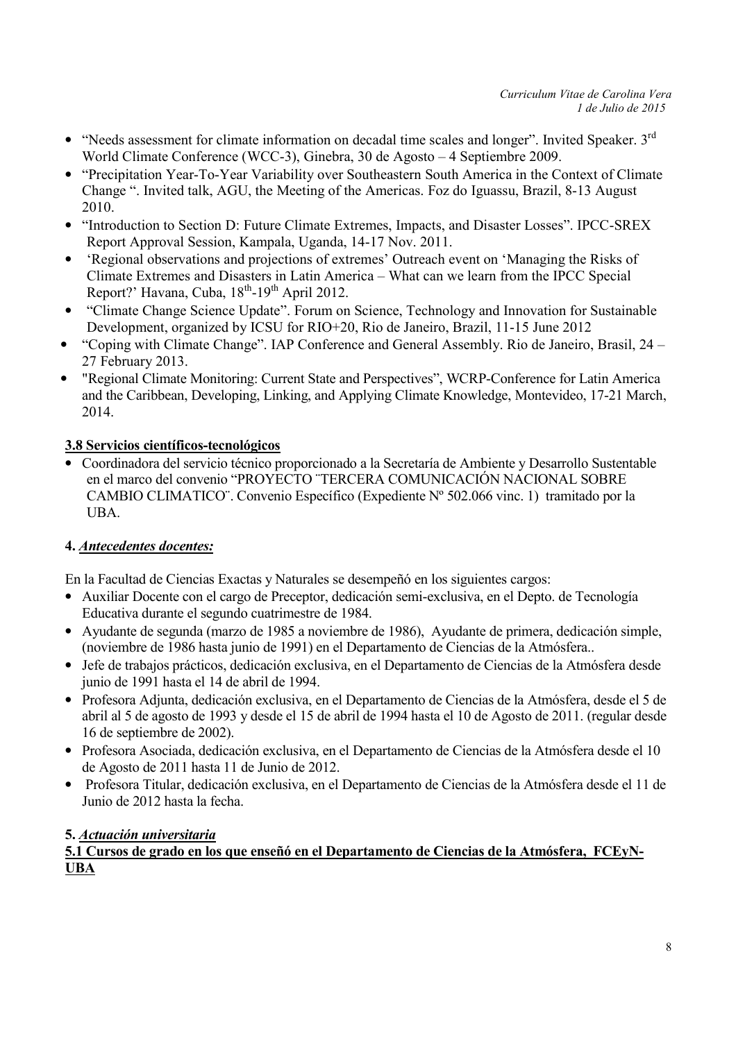- "Needs assessment for climate information on decadal time scales and longer". Invited Speaker. 3rd World Climate Conference (WCC-3), Ginebra, 30 de Agosto – 4 Septiembre 2009.
- "Precipitation Year-To-Year Variability over Southeastern South America in the Context of Climate Change ". Invited talk, AGU, the Meeting of the Americas. Foz do Iguassu, Brazil, 8-13 August 2010.
- "Introduction to Section D: Future Climate Extremes, Impacts, and Disaster Losses". IPCC-SREX Report Approval Session, Kampala, Uganda, 14-17 Nov. 2011.
- 'Regional observations and projections of extremes' Outreach event on 'Managing the Risks of Climate Extremes and Disasters in Latin America – What can we learn from the IPCC Special Report?' Havana, Cuba, 18th-19th April 2012.
- "Climate Change Science Update". Forum on Science, Technology and Innovation for Sustainable Development, organized by ICSU for RIO+20, Rio de Janeiro, Brazil, 11-15 June 2012
- "Coping with Climate Change". IAP Conference and General Assembly. Rio de Janeiro, Brasil, 24 – 27 February 2013.
- "Regional Climate Monitoring: Current State and Perspectives", WCRP-Conference for Latin America and the Caribbean, Developing, Linking, and Applying Climate Knowledge, Montevideo, 17-21 March, 2014.

### 3.8 Servicios científicos-tecnológicos

- Coordinadora del servicio técnico proporcionado a la Secretaría de Ambiente y Desarrollo Sustentable en el marco del convenio "PROYECTO ¨TERCERA COMUNICACIÓN NACIONAL SOBRE CAMBIO CLIMATICO¨. Convenio Específico (Expediente Nº 502.066 vinc. 1) tramitado por la UBA.

## 4. *Antecedentes docentes:*

En la Facultad de Ciencias Exactas y Naturales se desempeñó en los siguientes cargos:

- Auxiliar Docente con el cargo de Preceptor, dedicación semi-exclusiva, en el Depto. de Tecnología Educativa durante el segundo cuatrimestre de 1984.
- Ayudante de segunda (marzo de 1985 a noviembre de 1986), Ayudante de primera, dedicación simple, (noviembre de 1986 hasta junio de 1991) en el Departamento de Ciencias de la Atmósfera..
- Jefe de trabajos prácticos, dedicación exclusiva, en el Departamento de Ciencias de la Atmósfera desde junio de 1991 hasta el 14 de abril de 1994.
- Profesora Adjunta, dedicación exclusiva, en el Departamento de Ciencias de la Atmósfera, desde el 5 de abril al 5 de agosto de 1993 y desde el 15 de abril de 1994 hasta el 10 de Agosto de 2011. (regular desde 16 de septiembre de 2002).
- Profesora Asociada, dedicación exclusiva, en el Departamento de Ciencias de la Atmósfera desde el 10 de Agosto de 2011 hasta 11 de Junio de 2012.
- Profesora Titular, dedicación exclusiva, en el Departamento de Ciencias de la Atmósfera desde el 11 de Junio de 2012 hasta la fecha.

## 5. *Actuación universitaria*

### 5.1 Cursos de grado en los que enseñó en el Departamento de Ciencias de la Atmósfera, FCEyN-UBA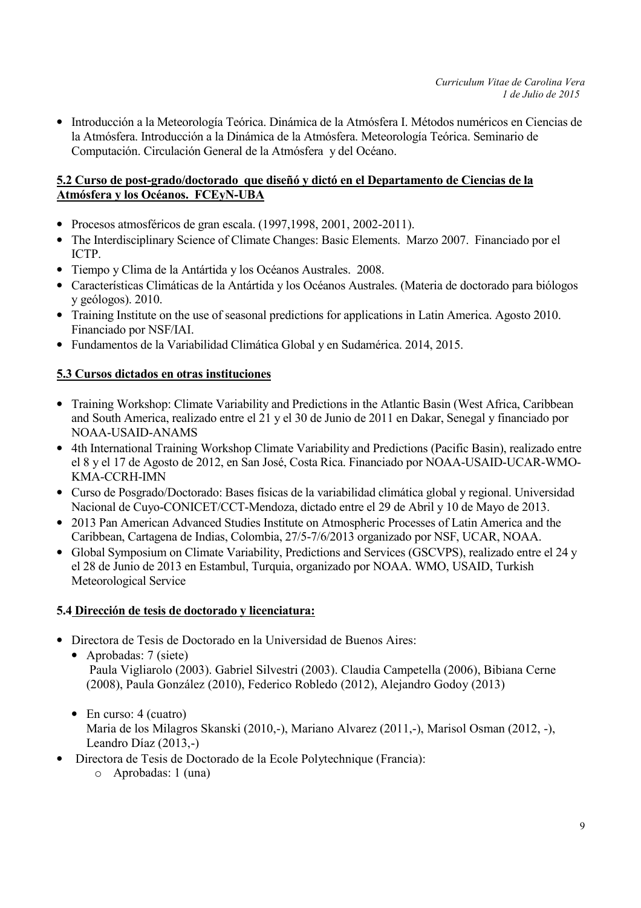- Introducción a la Meteorología Teórica. Dinámica de la Atmósfera I. Métodos numéricos en Ciencias de la Atmósfera. Introducción a la Dinámica de la Atmósfera. Meteorología Teórica. Seminario de Computación. Circulación General de la Atmósfera y del Océano.

### 5.2 Curso de post-grado/doctorado que diseñó y dictó en el Departamento de Ciencias de la Atmósfera y los Océanos. FCEyN-UBA

- Procesos atmosféricos de gran escala. (1997,1998, 2001, 2002-2011).
- The Interdisciplinary Science of Climate Changes: Basic Elements. Marzo 2007. Financiado por el ICTP.
- Tiempo y Clima de la Antártida y los Océanos Australes. 2008.
- Características Climáticas de la Antártida y los Océanos Australes. (Materia de doctorado para biólogos y geólogos). 2010.
- Training Institute on the use of seasonal predictions for applications in Latin America. Agosto 2010. Financiado por NSF/IAI.
- Fundamentos de la Variabilidad Climática Global y en Sudamérica. 2014, 2015.

### 5.3 Cursos dictados en otras instituciones

- Training Workshop: Climate Variability and Predictions in the Atlantic Basin (West Africa, Caribbean and South America, realizado entre el 21 y el 30 de Junio de 2011 en Dakar, Senegal y financiado por NOAA-USAID-ANAMS
- 4th International Training Workshop Climate Variability and Predictions (Pacific Basin), realizado entre el 8 y el 17 de Agosto de 2012, en San José, Costa Rica. Financiado por NOAA-USAID-UCAR-WMO-KMA-CCRH-IMN
- Curso de Posgrado/Doctorado: Bases físicas de la variabilidad climática global y regional. Universidad Nacional de Cuyo-CONICET/CCT-Mendoza, dictado entre el 29 de Abril y 10 de Mayo de 2013.
- 2013 Pan American Advanced Studies Institute on Atmospheric Processes of Latin America and the Caribbean, Cartagena de Indias, Colombia, 27/5-7/6/2013 organizado por NSF, UCAR, NOAA.
- Global Symposium on Climate Variability, Predictions and Services (GSCVPS), realizado entre el 24 y el 28 de Junio de 2013 en Estambul, Turquia, organizado por NOAA. WMO, USAID, Turkish Meteorological Service

### 5.4 Dirección de tesis de doctorado y licenciatura:

- Directora de Tesis de Doctorado en la Universidad de Buenos Aires:
  - Aprobadas: 7 (siete)
    Paula Vigliarolo (2003). Gabriel Silvestri (2003). Claudia Campetella (2006), Bibiana Cerne (2008), Paula González (2010), Federico Robledo (2012), Alejandro Godoy (2013)
  - En curso: 4 (cuatro)
    Maria de los Milagros Skanski (2010,-), Mariano Alvarez (2011,-), Marisol Osman (2012, -), Leandro Díaz (2013,-)
- Directora de Tesis de Doctorado de la Ecole Polytechnique (Francia):
  - Aprobadas: 1 (una)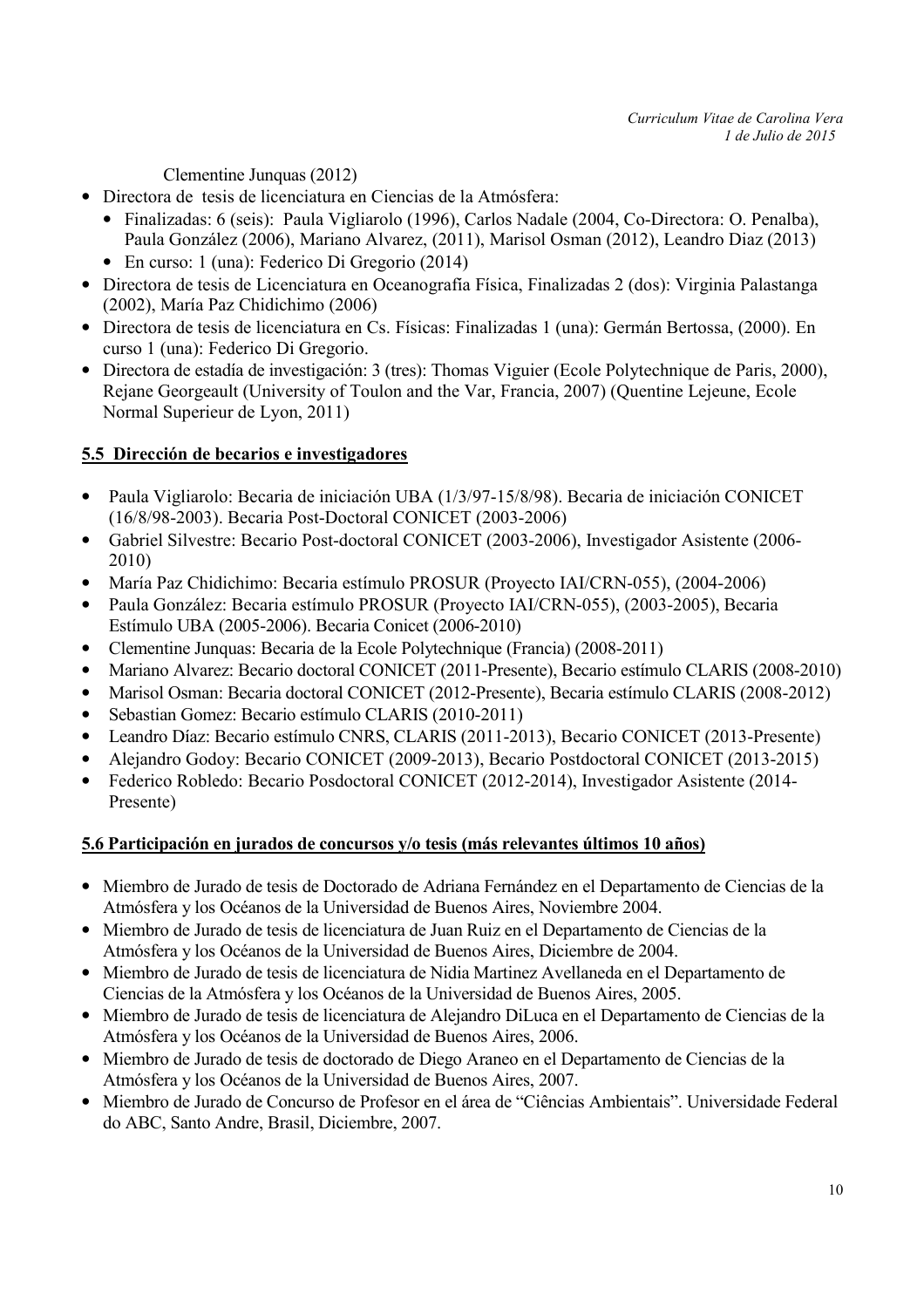Clementine Junquas (2012)

- Directora de tesis de licenciatura en Ciencias de la Atmósfera:
  - Finalizadas: 6 (seis): Paula Vigliarolo (1996), Carlos Nadale (2004, Co-Directora: O. Penalba), Paula González (2006), Mariano Alvarez, (2011), Marisol Osman (2012), Leandro Diaz (2013)
  - En curso: 1 (una): Federico Di Gregorio (2014)
- Directora de tesis de Licenciatura en Oceanografía Física, Finalizadas 2 (dos): Virginia Palastanga (2002), María Paz Chidichimo (2006)
- Directora de tesis de licenciatura en Cs. Físicas: Finalizadas 1 (una): Germán Bertossa, (2000). En curso 1 (una): Federico Di Gregorio.
- Directora de estadía de investigación: 3 (tres): Thomas Viguier (Ecole Polytechnique de Paris, 2000), Rejane Georgeault (University of Toulon and the Var, Francia, 2007) (Quentine Lejeune, Ecole Normal Superieur de Lyon, 2011)

## 5.5 Dirección de becarios e investigadores

- Paula Vigliarolo: Becaria de iniciación UBA (1/3/97-15/8/98). Becaria de iniciación CONICET (16/8/98-2003). Becaria Post-Doctoral CONICET (2003-2006)
- Gabriel Silvestre: Becario Post-doctoral CONICET (2003-2006), Investigador Asistente (2006-2010)
- María Paz Chidichimo: Becaria estímulo PROSUR (Proyecto IAI/CRN-055), (2004-2006)
- Paula González: Becaria estímulo PROSUR (Proyecto IAI/CRN-055), (2003-2005), Becaria Estímulo UBA (2005-2006). Becaria Conicet (2006-2010)
- Clementine Junquas: Becaria de la Ecole Polytechnique (Francia) (2008-2011)
- Mariano Alvarez: Becario doctoral CONICET (2011-Presente), Becario estímulo CLARIS (2008-2010)
- Marisol Osman: Becaria doctoral CONICET (2012-Presente), Becaria estímulo CLARIS (2008-2012)
- Sebastian Gomez: Becario estímulo CLARIS (2010-2011)
- Leandro Díaz: Becario estímulo CNRS, CLARIS (2011-2013), Becario CONICET (2013-Presente)
- Alejandro Godoy: Becario CONICET (2009-2013), Becario Postdoctoral CONICET (2013-2015)
- Federico Robledo: Becario Posdoctoral CONICET (2012-2014), Investigador Asistente (2014-Presente)

## 5.6 Participación en jurados de concursos y/o tesis (más relevantes últimos 10 años)

- Miembro de Jurado de tesis de Doctorado de Adriana Fernández en el Departamento de Ciencias de la Atmósfera y los Océanos de la Universidad de Buenos Aires, Noviembre 2004.
- Miembro de Jurado de tesis de licenciatura de Juan Ruiz en el Departamento de Ciencias de la Atmósfera y los Océanos de la Universidad de Buenos Aires, Diciembre de 2004.
- Miembro de Jurado de tesis de licenciatura de Nidia Martinez Avellaneda en el Departamento de Ciencias de la Atmósfera y los Océanos de la Universidad de Buenos Aires, 2005.
- Miembro de Jurado de tesis de licenciatura de Alejandro DiLuca en el Departamento de Ciencias de la Atmósfera y los Océanos de la Universidad de Buenos Aires, 2006.
- Miembro de Jurado de tesis de doctorado de Diego Araneo en el Departamento de Ciencias de la Atmósfera y los Océanos de la Universidad de Buenos Aires, 2007.
- Miembro de Jurado de Concurso de Profesor en el área de "Ciências Ambientais". Universidade Federal do ABC, Santo Andre, Brasil, Diciembre, 2007.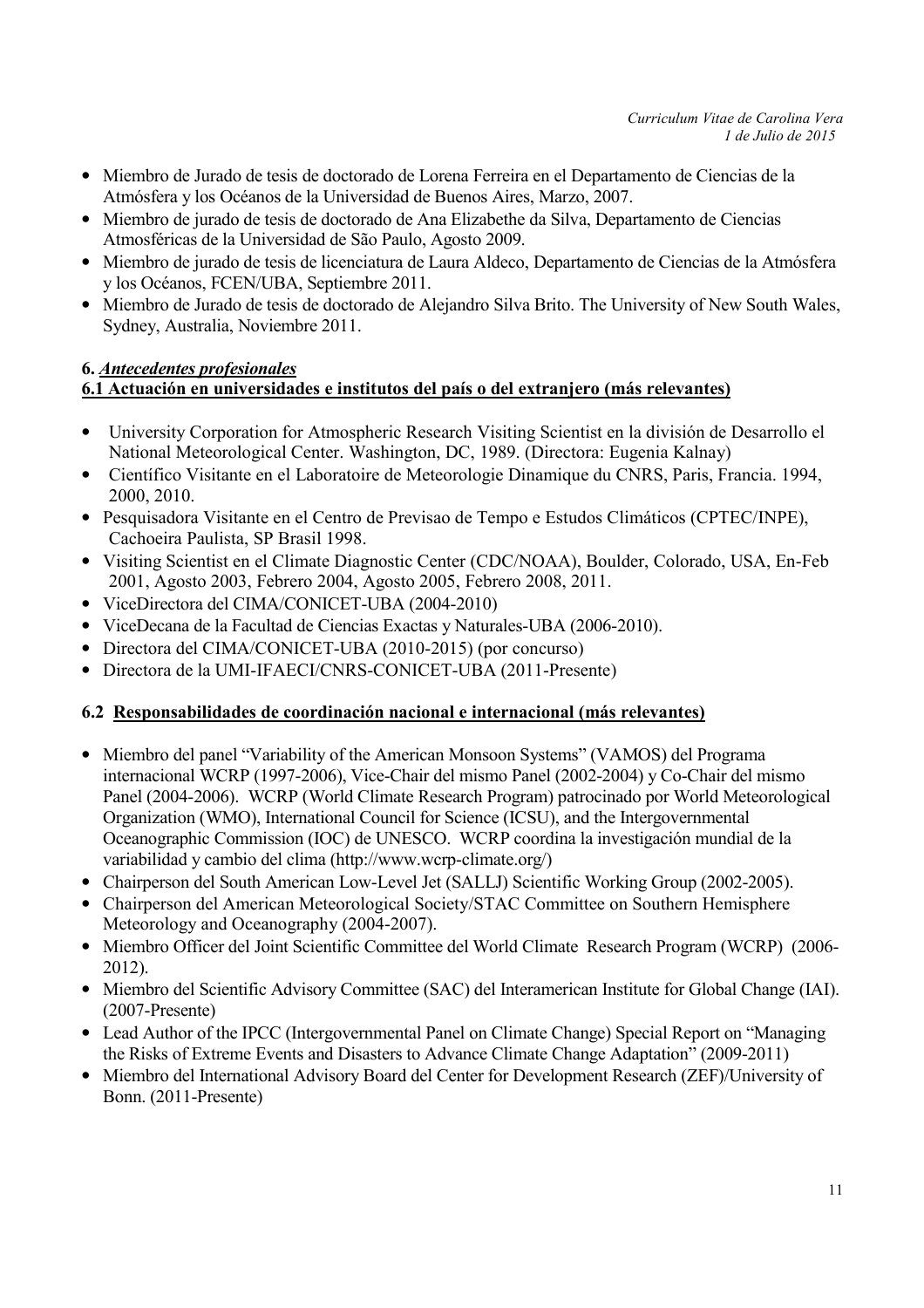- Miembro de Jurado de tesis de doctorado de Lorena Ferreira en el Departamento de Ciencias de la Atmósfera y los Océanos de la Universidad de Buenos Aires, Marzo, 2007.
- Miembro de jurado de tesis de doctorado de Ana Elizabethe da Silva, Departamento de Ciencias Atmosféricas de la Universidad de São Paulo, Agosto 2009.
- Miembro de jurado de tesis de licenciatura de Laura Aldeco, Departamento de Ciencias de la Atmósfera y los Océanos, FCEN/UBA, Septiembre 2011.
- Miembro de Jurado de tesis de doctorado de Alejandro Silva Brito. The University of New South Wales, Sydney, Australia, Noviembre 2011.

## 6. *Antecedentes profesionales*

### 6.1 Actuación en universidades e institutos del país o del extranjero (más relevantes)

- University Corporation for Atmospheric Research Visiting Scientist en la división de Desarrollo el National Meteorological Center. Washington, DC, 1989. (Directora: Eugenia Kalnay)
- Científico Visitante en el Laboratoire de Meteorologie Dinamique du CNRS, Paris, Francia. 1994, 2000, 2010.
- Pesquisadora Visitante en el Centro de Previsao de Tempo e Estudos Climáticos (CPTEC/INPE), Cachoeira Paulista, SP Brasil 1998.
- Visiting Scientist en el Climate Diagnostic Center (CDC/NOAA), Boulder, Colorado, USA, En-Feb 2001, Agosto 2003, Febrero 2004, Agosto 2005, Febrero 2008, 2011.
- ViceDirectora del CIMA/CONICET-UBA (2004-2010)
- ViceDecana de la Facultad de Ciencias Exactas y Naturales-UBA (2006-2010).
- Directora del CIMA/CONICET-UBA (2010-2015) (por concurso)
- Directora de la UMI-IFAECI/CNRS-CONICET-UBA (2011-Presente)

### 6.2 Responsabilidades de coordinación nacional e internacional (más relevantes)

- Miembro del panel "Variability of the American Monsoon Systems" (VAMOS) del Programa internacional WCRP (1997-2006), Vice-Chair del mismo Panel (2002-2004) y Co-Chair del mismo Panel (2004-2006). WCRP (World Climate Research Program) patrocinado por World Meteorological Organization (WMO), International Council for Science (ICSU), and the Intergovernmental Oceanographic Commission (IOC) de UNESCO. WCRP coordina la investigación mundial de la variabilidad y cambio del clima (http://www.wcrp-climate.org/)
- Chairperson del South American Low-Level Jet (SALLJ) Scientific Working Group (2002-2005).
- Chairperson del American Meteorological Society/STAC Committee on Southern Hemisphere Meteorology and Oceanography (2004-2007).
- Miembro Officer del Joint Scientific Committee del World Climate Research Program (WCRP) (2006-2012).
- Miembro del Scientific Advisory Committee (SAC) del Interamerican Institute for Global Change (IAI). (2007-Presente)
- Lead Author of the IPCC (Intergovernmental Panel on Climate Change) Special Report on "Managing the Risks of Extreme Events and Disasters to Advance Climate Change Adaptation" (2009-2011)
- Miembro del International Advisory Board del Center for Development Research (ZEF)/University of Bonn. (2011-Presente)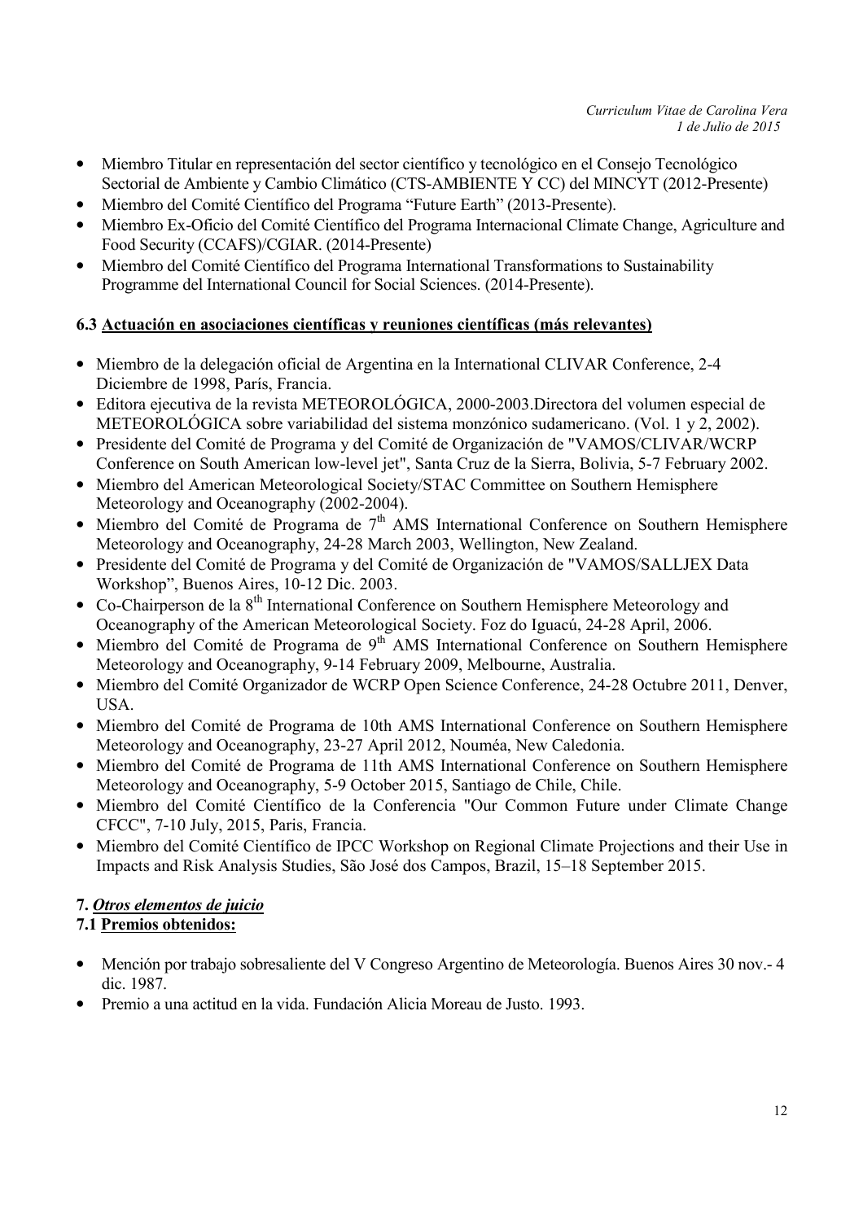- Miembro Titular en representación del sector científico y tecnológico en el Consejo Tecnológico Sectorial de Ambiente y Cambio Climático (CTS-AMBIENTE Y CC) del MINCYT (2012-Presente)
- Miembro del Comité Científico del Programa "Future Earth" (2013-Presente).
- Miembro Ex-Oficio del Comité Científico del Programa Internacional Climate Change, Agriculture and Food Security (CCAFS)/CGIAR. (2014-Presente)
- Miembro del Comité Científico del Programa International Transformations to Sustainability Programme del International Council for Social Sciences. (2014-Presente).

### 6.3 <u>Actuación en asociaciones científicas y reuniones científicas (más relevantes)</u>

- Miembro de la delegación oficial de Argentina en la International CLIVAR Conference, 2-4 Diciembre de 1998, París, Francia.
- Editora ejecutiva de la revista METEOROLÓGICA, 2000-2003.Directora del volumen especial de METEOROLÓGICA sobre variabilidad del sistema monzónico sudamericano. (Vol. 1 y 2, 2002).
- Presidente del Comité de Programa y del Comité de Organización de "VAMOS/CLIVAR/WCRP Conference on South American low-level jet", Santa Cruz de la Sierra, Bolivia, 5-7 February 2002.
- Miembro del American Meteorological Society/STAC Committee on Southern Hemisphere Meteorology and Oceanography (2002-2004).
- Miembro del Comité de Programa de 7th AMS International Conference on Southern Hemisphere Meteorology and Oceanography, 24-28 March 2003, Wellington, New Zealand.
- Presidente del Comité de Programa y del Comité de Organización de "VAMOS/SALLJEX Data Workshop", Buenos Aires, 10-12 Dic. 2003.
- Co-Chairperson de la 8th International Conference on Southern Hemisphere Meteorology and Oceanography of the American Meteorological Society. Foz do Iguacú, 24-28 April, 2006.
- Miembro del Comité de Programa de 9th AMS International Conference on Southern Hemisphere Meteorology and Oceanography, 9-14 February 2009, Melbourne, Australia.
- Miembro del Comité Organizador de WCRP Open Science Conference, 24-28 Octubre 2011, Denver, USA.
- Miembro del Comité de Programa de 10th AMS International Conference on Southern Hemisphere Meteorology and Oceanography, 23-27 April 2012, Nouméa, New Caledonia.
- Miembro del Comité de Programa de 11th AMS International Conference on Southern Hemisphere Meteorology and Oceanography, 5-9 October 2015, Santiago de Chile, Chile.
- Miembro del Comité Científico de la Conferencia "Our Common Future under Climate Change CFCC", 7-10 July, 2015, Paris, Francia.
- Miembro del Comité Científico de IPCC Workshop on Regional Climate Projections and their Use in Impacts and Risk Analysis Studies, São José dos Campos, Brazil, 15–18 September 2015.

## 7. <u>*Otros elementos de juicio*</u>

### 7.1 <u>Premios obtenidos:</u>

- Mención por trabajo sobresaliente del V Congreso Argentino de Meteorología. Buenos Aires 30 nov.- 4 dic. 1987.
- Premio a una actitud en la vida. Fundación Alicia Moreau de Justo. 1993.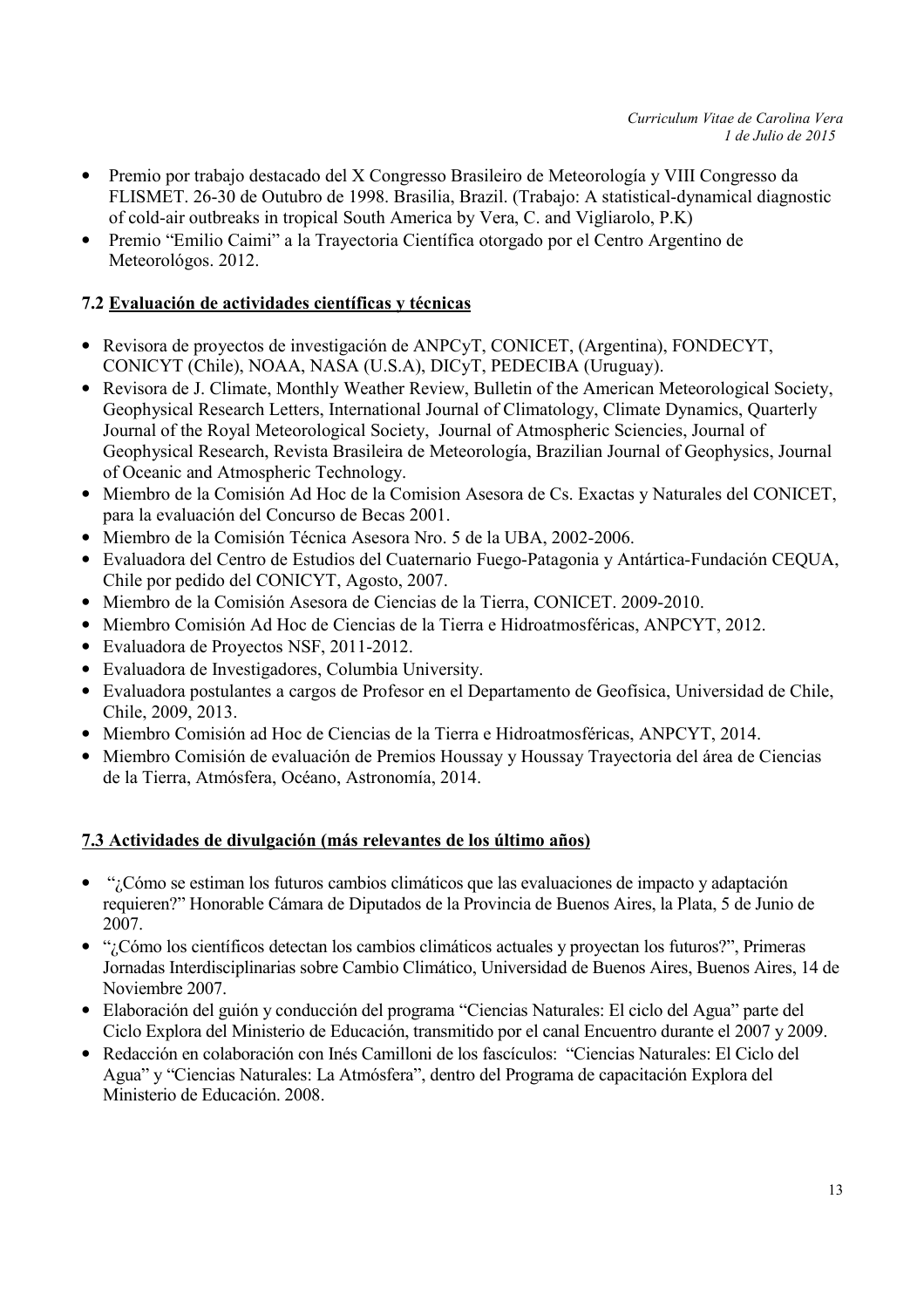- Premio por trabajo destacado del X Congresso Brasileiro de Meteorología y VIII Congresso da FLISMET. 26-30 de Outubro de 1998. Brasilia, Brazil. (Trabajo: A statistical-dynamical diagnostic of cold-air outbreaks in tropical South America by Vera, C. and Vigliarolo, P.K)
- Premio "Emilio Caimi" a la Trayectoria Científica otorgado por el Centro Argentino de Meteorológos. 2012.

### 7.2 Evaluación de actividades científicas y técnicas

- Revisora de proyectos de investigación de ANPCyT, CONICET, (Argentina), FONDECYT, CONICYT (Chile), NOAA, NASA (U.S.A), DICyT, PEDECIBA (Uruguay).
- Revisora de J. Climate, Monthly Weather Review, Bulletin of the American Meteorological Society, Geophysical Research Letters, International Journal of Climatology, Climate Dynamics, Quarterly Journal of the Royal Meteorological Society, Journal of Atmospheric Sciencies, Journal of Geophysical Research, Revista Brasileira de Meteorología, Brazilian Journal of Geophysics, Journal of Oceanic and Atmospheric Technology.
- Miembro de la Comisión Ad Hoc de la Comision Asesora de Cs. Exactas y Naturales del CONICET, para la evaluación del Concurso de Becas 2001.
- Miembro de la Comisión Técnica Asesora Nro. 5 de la UBA, 2002-2006.
- Evaluadora del Centro de Estudios del Cuaternario Fuego-Patagonia y Antártica-Fundación CEQUA, Chile por pedido del CONICYT, Agosto, 2007.
- Miembro de la Comisión Asesora de Ciencias de la Tierra, CONICET. 2009-2010.
- Miembro Comisión Ad Hoc de Ciencias de la Tierra e Hidroatmosféricas, ANPCYT, 2012.
- Evaluadora de Proyectos NSF, 2011-2012.
- Evaluadora de Investigadores, Columbia University.
- Evaluadora postulantes a cargos de Profesor en el Departamento de Geofísica, Universidad de Chile, Chile, 2009, 2013.
- Miembro Comisión ad Hoc de Ciencias de la Tierra e Hidroatmosféricas, ANPCYT, 2014.
- Miembro Comisión de evaluación de Premios Houssay y Houssay Trayectoria del área de Ciencias de la Tierra, Atmósfera, Océano, Astronomía, 2014.

### 7.3 Actividades de divulgación (más relevantes de los último años)

- "¿Cómo se estiman los futuros cambios climáticos que las evaluaciones de impacto y adaptación requieren?" Honorable Cámara de Diputados de la Provincia de Buenos Aires, la Plata, 5 de Junio de 2007.
- "¿Cómo los científicos detectan los cambios climáticos actuales y proyectan los futuros?", Primeras Jornadas Interdisciplinarias sobre Cambio Climático, Universidad de Buenos Aires, Buenos Aires, 14 de Noviembre 2007.
- Elaboración del guión y conducción del programa "Ciencias Naturales: El ciclo del Agua" parte del Ciclo Explora del Ministerio de Educación, transmitido por el canal Encuentro durante el 2007 y 2009.
- Redacción en colaboración con Inés Camilloni de los fascículos: "Ciencias Naturales: El Ciclo del Agua" y "Ciencias Naturales: La Atmósfera", dentro del Programa de capacitación Explora del Ministerio de Educación. 2008.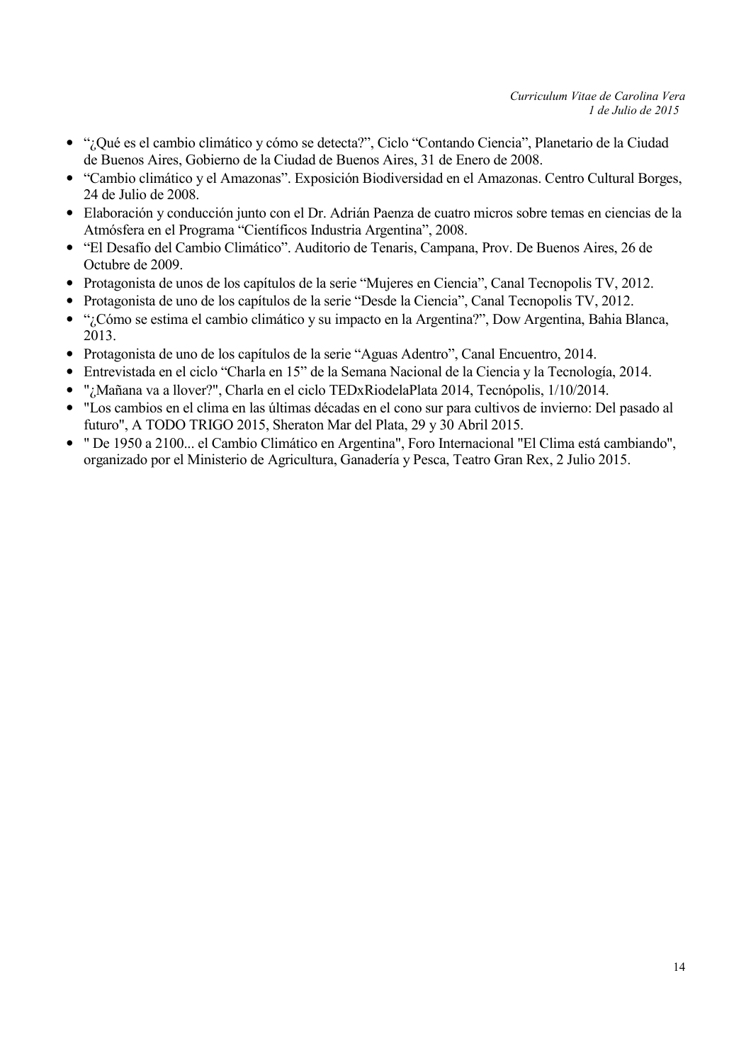- "¿Qué es el cambio climático y cómo se detecta?", Ciclo "Contando Ciencia", Planetario de la Ciudad de Buenos Aires, Gobierno de la Ciudad de Buenos Aires, 31 de Enero de 2008.
- "Cambio climático y el Amazonas". Exposición Biodiversidad en el Amazonas. Centro Cultural Borges, 24 de Julio de 2008.
- Elaboración y conducción junto con el Dr. Adrián Paenza de cuatro micros sobre temas en ciencias de la Atmósfera en el Programa "Científicos Industria Argentina", 2008.
- "El Desafío del Cambio Climático". Auditorio de Tenaris, Campana, Prov. De Buenos Aires, 26 de Octubre de 2009.
- Protagonista de unos de los capítulos de la serie "Mujeres en Ciencia", Canal Tecnopolis TV, 2012.
- Protagonista de uno de los capítulos de la serie "Desde la Ciencia", Canal Tecnopolis TV, 2012.
- "¿Cómo se estima el cambio climático y su impacto en la Argentina?", Dow Argentina, Bahia Blanca, 2013.
- Protagonista de uno de los capítulos de la serie "Aguas Adentro", Canal Encuentro, 2014.
- Entrevistada en el ciclo "Charla en 15" de la Semana Nacional de la Ciencia y la Tecnología, 2014.
- "¿Mañana va a llover?", Charla en el ciclo TEDxRiodelaPlata 2014, Tecnópolis, 1/10/2014.
- "Los cambios en el clima en las últimas décadas en el cono sur para cultivos de invierno: Del pasado al futuro", A TODO TRIGO 2015, Sheraton Mar del Plata, 29 y 30 Abril 2015.
- " De 1950 a 2100... el Cambio Climático en Argentina", Foro Internacional "El Clima está cambiando", organizado por el Ministerio de Agricultura, Ganadería y Pesca, Teatro Gran Rex, 2 Julio 2015.